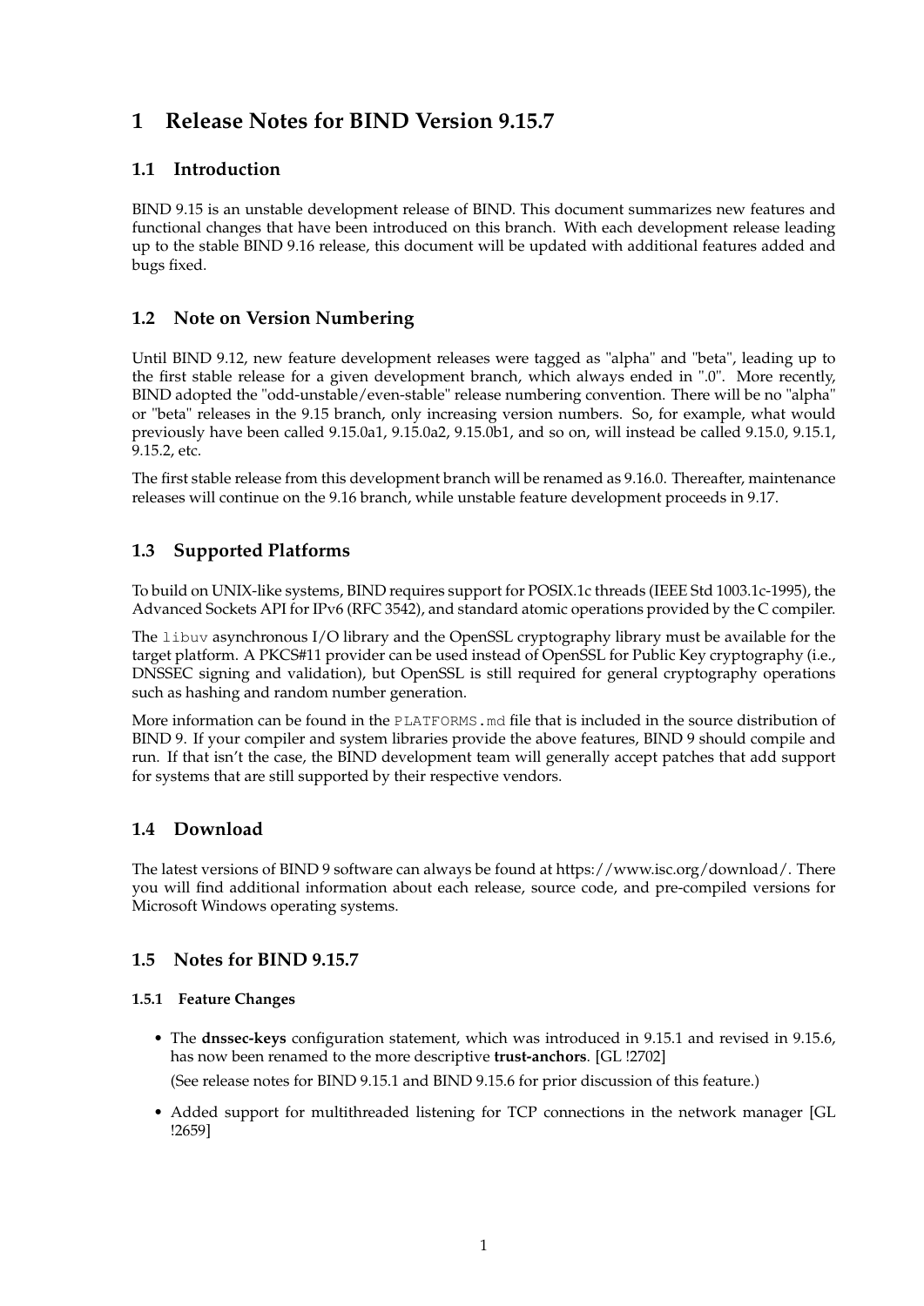# 1 Release Notes for BIND Version 9.15.7

## 1.1 Introduction

BIND 9.15 is an unstable development release of BIND. This document summarizes new features and functional changes that have been introduced on this branch. With each development release leading up to the stable BIND 9.16 release, this document will be updated with additional features added and bugs fixed.

## 1.2 Note on Version Numbering

Until BIND 9.12, new feature development releases were tagged as "alpha" and "beta", leading up to the first stable release for a given development branch, which always ended in ".0". More recently, BIND adopted the "odd-unstable/even-stable" release numbering convention. There will be no "alpha" or "beta" releases in the 9.15 branch, only increasing version numbers. So, for example, what would previously have been called 9.15.0a1, 9.15.0a2, 9.15.0b1, and so on, will instead be called 9.15.0, 9.15.1, 9.15.2, etc.

The first stable release from this development branch will be renamed as 9.16.0. Thereafter, maintenance releases will continue on the 9.16 branch, while unstable feature development proceeds in 9.17.

## 1.3 Supported Platforms

To build on UNIX-like systems, BIND requires support for POSIX.1c threads (IEEE Std 1003.1c-1995), the Advanced Sockets API for IPv6 (RFC 3542), and standard atomic operations provided by the C compiler.

The `libuv` asynchronous I/O library and the OpenSSL cryptography library must be available for the target platform. A PKCS#11 provider can be used instead of OpenSSL for Public Key cryptography (i.e., DNSSEC signing and validation), but OpenSSL is still required for general cryptography operations such as hashing and random number generation.

More information can be found in the `PLATFORMS.md` file that is included in the source distribution of BIND 9. If your compiler and system libraries provide the above features, BIND 9 should compile and run. If that isn't the case, the BIND development team will generally accept patches that add support for systems that are still supported by their respective vendors.

## 1.4 Download

The latest versions of BIND 9 software can always be found at https://www.isc.org/download/. There you will find additional information about each release, source code, and pre-compiled versions for Microsoft Windows operating systems.

## 1.5 Notes for BIND 9.15.7

### 1.5.1 Feature Changes

- The **dnssec-keys** configuration statement, which was introduced in 9.15.1 and revised in 9.15.6, has now been renamed to the more descriptive **trust-anchors**. [GL !2702]

  (See release notes for BIND 9.15.1 and BIND 9.15.6 for prior discussion of this feature.)

- Added support for multithreaded listening for TCP connections in the network manager [GL !2659]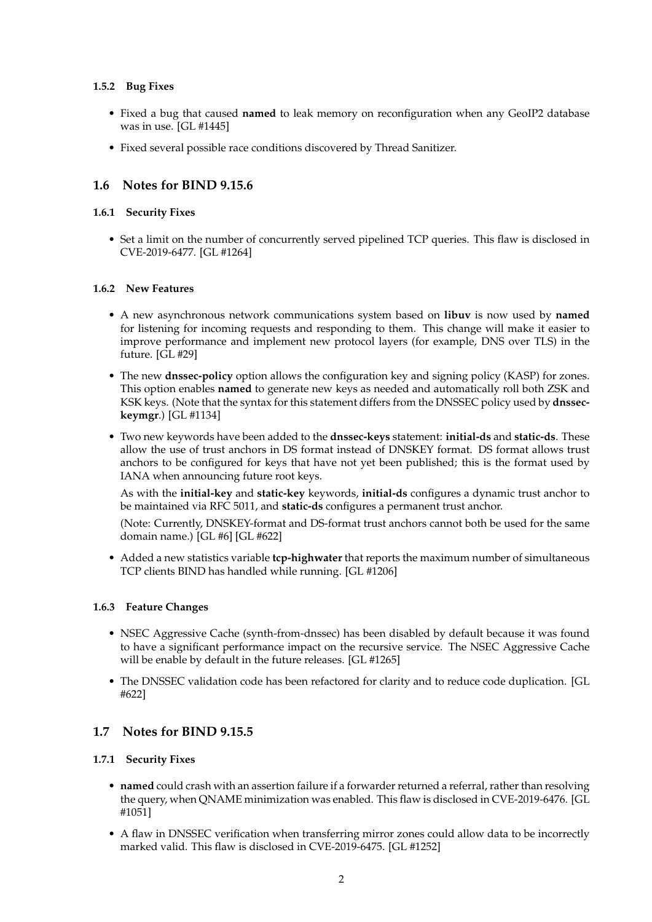### 1.5.2 Bug Fixes

- Fixed a bug that caused **named** to leak memory on reconfiguration when any GeoIP2 database was in use. [GL #1445]
- Fixed several possible race conditions discovered by Thread Sanitizer.

## 1.6 Notes for BIND 9.15.6

### 1.6.1 Security Fixes

- Set a limit on the number of concurrently served pipelined TCP queries. This flaw is disclosed in CVE-2019-6477. [GL #1264]

### 1.6.2 New Features

- A new asynchronous network communications system based on **libuv** is now used by **named** for listening for incoming requests and responding to them. This change will make it easier to improve performance and implement new protocol layers (for example, DNS over TLS) in the future. [GL #29]
- The new **dnssec-policy** option allows the configuration key and signing policy (KASP) for zones. This option enables **named** to generate new keys as needed and automatically roll both ZSK and KSK keys. (Note that the syntax for this statement differs from the DNSSEC policy used by **dnssec-keymgr**.) [GL #1134]
- Two new keywords have been added to the **dnssec-keys** statement: **initial-ds** and **static-ds**. These allow the use of trust anchors in DS format instead of DNSKEY format. DS format allows trust anchors to be configured for keys that have not yet been published; this is the format used by IANA when announcing future root keys.

  As with the **initial-key** and **static-key** keywords, **initial-ds** configures a dynamic trust anchor to be maintained via RFC 5011, and **static-ds** configures a permanent trust anchor.

  (Note: Currently, DNSKEY-format and DS-format trust anchors cannot both be used for the same domain name.) [GL #6] [GL #622]
- Added a new statistics variable **tcp-highwater** that reports the maximum number of simultaneous TCP clients BIND has handled while running. [GL #1206]

### 1.6.3 Feature Changes

- NSEC Aggressive Cache (synth-from-dnssec) has been disabled by default because it was found to have a significant performance impact on the recursive service. The NSEC Aggressive Cache will be enable by default in the future releases. [GL #1265]
- The DNSSEC validation code has been refactored for clarity and to reduce code duplication. [GL #622]

## 1.7 Notes for BIND 9.15.5

### 1.7.1 Security Fixes

- **named** could crash with an assertion failure if a forwarder returned a referral, rather than resolving the query, when QNAME minimization was enabled. This flaw is disclosed in CVE-2019-6476. [GL #1051]
- A flaw in DNSSEC verification when transferring mirror zones could allow data to be incorrectly marked valid. This flaw is disclosed in CVE-2019-6475. [GL #1252]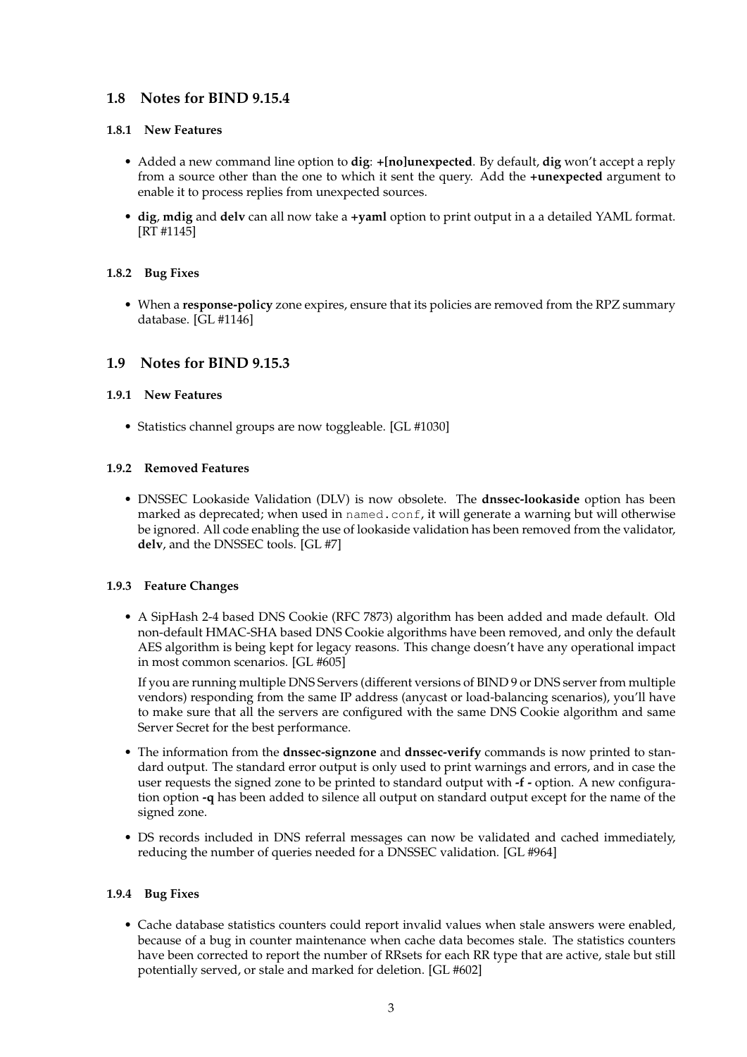## 1.8 Notes for BIND 9.15.4

### 1.8.1 New Features

- Added a new command line option to **dig**: **+[no]unexpected**. By default, **dig** won't accept a reply from a source other than the one to which it sent the query. Add the **+unexpected** argument to enable it to process replies from unexpected sources.
- **dig**, **mdig** and **delv** can all now take a **+yaml** option to print output in a a detailed YAML format. [RT #1145]

### 1.8.2 Bug Fixes

- When a **response-policy** zone expires, ensure that its policies are removed from the RPZ summary database. [GL #1146]

## 1.9 Notes for BIND 9.15.3

### 1.9.1 New Features

- Statistics channel groups are now toggleable. [GL #1030]

### 1.9.2 Removed Features

- DNSSEC Lookaside Validation (DLV) is now obsolete. The **dnssec-lookaside** option has been marked as deprecated; when used in `named.conf`, it will generate a warning but will otherwise be ignored. All code enabling the use of lookaside validation has been removed from the validator, **delv**, and the DNSSEC tools. [GL #7]

### 1.9.3 Feature Changes

- A SipHash 2-4 based DNS Cookie (RFC 7873) algorithm has been added and made default. Old non-default HMAC-SHA based DNS Cookie algorithms have been removed, and only the default AES algorithm is being kept for legacy reasons. This change doesn't have any operational impact in most common scenarios. [GL #605]

  If you are running multiple DNS Servers (different versions of BIND 9 or DNS server from multiple vendors) responding from the same IP address (anycast or load-balancing scenarios), you'll have to make sure that all the servers are configured with the same DNS Cookie algorithm and same Server Secret for the best performance.
- The information from the **dnssec-signzone** and **dnssec-verify** commands is now printed to standard output. The standard error output is only used to print warnings and errors, and in case the user requests the signed zone to be printed to standard output with **-f -** option. A new configuration option **-q** has been added to silence all output on standard output except for the name of the signed zone.
- DS records included in DNS referral messages can now be validated and cached immediately, reducing the number of queries needed for a DNSSEC validation. [GL #964]

### 1.9.4 Bug Fixes

- Cache database statistics counters could report invalid values when stale answers were enabled, because of a bug in counter maintenance when cache data becomes stale. The statistics counters have been corrected to report the number of RRsets for each RR type that are active, stale but still potentially served, or stale and marked for deletion. [GL #602]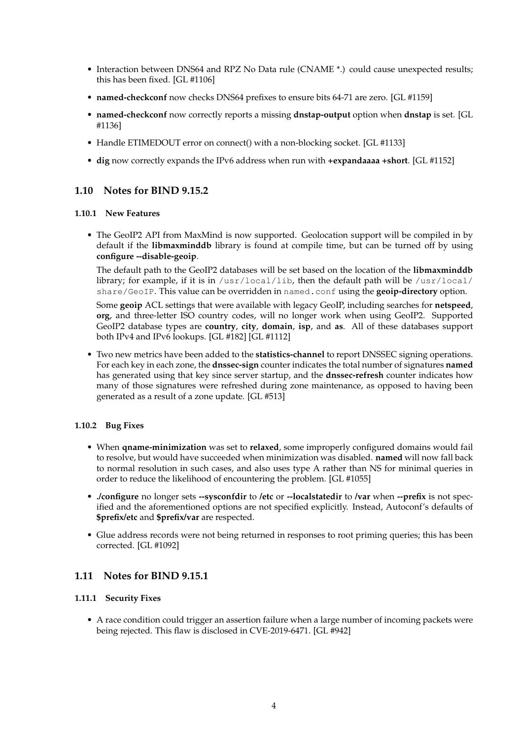- Interaction between DNS64 and RPZ No Data rule (CNAME *.) could cause unexpected results; this has been fixed. [GL #1106]
- **named-checkconf** now checks DNS64 prefixes to ensure bits 64-71 are zero. [GL #1159]
- **named-checkconf** now correctly reports a missing **dnstap-output** option when **dnstap** is set. [GL #1136]
- Handle ETIMEDOUT error on connect() with a non-blocking socket. [GL #1133]
- **dig** now correctly expands the IPv6 address when run with **+expandaaaa +short**. [GL #1152]

## 1.10 Notes for BIND 9.15.2

### 1.10.1 New Features

- The GeoIP2 API from MaxMind is now supported. Geolocation support will be compiled in by default if the **libmaxminddb** library is found at compile time, but can be turned off by using **configure --disable-geoip**.

  The default path to the GeoIP2 databases will be set based on the location of the **libmaxminddb** library; for example, if it is in `/usr/local/lib`, then the default path will be `/usr/local/share/GeoIP`. This value can be overridden in `named.conf` using the **geoip-directory** option.

  Some **geoip** ACL settings that were available with legacy GeoIP, including searches for **netspeed**, **org**, and three-letter ISO country codes, will no longer work when using GeoIP2. Supported GeoIP2 database types are **country**, **city**, **domain**, **isp**, and **as**. All of these databases support both IPv4 and IPv6 lookups. [GL #182] [GL #1112]

- Two new metrics have been added to the **statistics-channel** to report DNSSEC signing operations. For each key in each zone, the **dnssec-sign** counter indicates the total number of signatures **named** has generated using that key since server startup, and the **dnssec-refresh** counter indicates how many of those signatures were refreshed during zone maintenance, as opposed to having been generated as a result of a zone update. [GL #513]

### 1.10.2 Bug Fixes

- When **qname-minimization** was set to **relaxed**, some improperly configured domains would fail to resolve, but would have succeeded when minimization was disabled. **named** will now fall back to normal resolution in such cases, and also uses type A rather than NS for minimal queries in order to reduce the likelihood of encountering the problem. [GL #1055]
- **./configure** no longer sets **--sysconfdir** to **/etc** or **--localstatedir** to **/var** when **--prefix** is not specified and the aforementioned options are not specified explicitly. Instead, Autoconf's defaults of **$prefix/etc** and **$prefix/var** are respected.
- Glue address records were not being returned in responses to root priming queries; this has been corrected. [GL #1092]

## 1.11 Notes for BIND 9.15.1

### 1.11.1 Security Fixes

- A race condition could trigger an assertion failure when a large number of incoming packets were being rejected. This flaw is disclosed in CVE-2019-6471. [GL #942]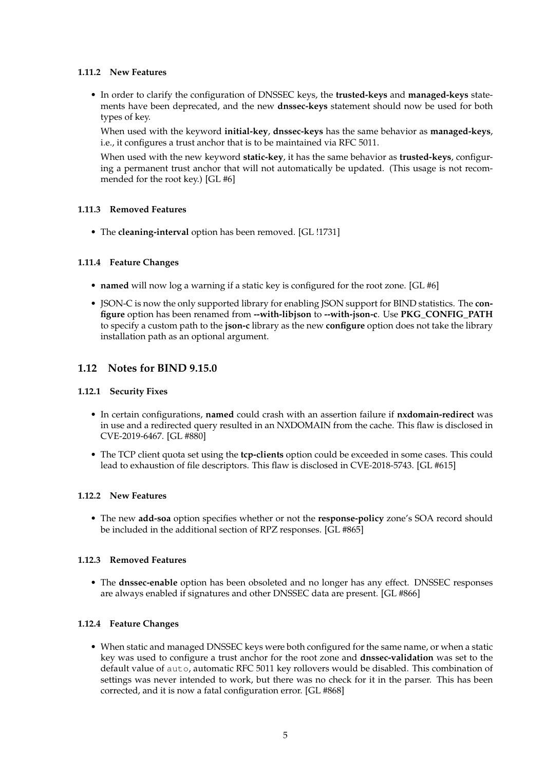### 1.11.2 New Features

- In order to clarify the configuration of DNSSEC keys, the **trusted-keys** and **managed-keys** statements have been deprecated, and the new **dnssec-keys** statement should now be used for both types of key.

  When used with the keyword **initial-key**, **dnssec-keys** has the same behavior as **managed-keys**, i.e., it configures a trust anchor that is to be maintained via RFC 5011.

  When used with the new keyword **static-key**, it has the same behavior as **trusted-keys**, configuring a permanent trust anchor that will not automatically be updated. (This usage is not recommended for the root key.) [GL #6]

### 1.11.3 Removed Features

- The **cleaning-interval** option has been removed. [GL !1731]

### 1.11.4 Feature Changes

- **named** will now log a warning if a static key is configured for the root zone. [GL #6]
- JSON-C is now the only supported library for enabling JSON support for BIND statistics. The **configure** option has been renamed from **--with-libjson** to **--with-json-c**. Use **PKG_CONFIG_PATH** to specify a custom path to the **json-c** library as the new **configure** option does not take the library installation path as an optional argument.

## 1.12 Notes for BIND 9.15.0

### 1.12.1 Security Fixes

- In certain configurations, **named** could crash with an assertion failure if **nxdomain-redirect** was in use and a redirected query resulted in an NXDOMAIN from the cache. This flaw is disclosed in CVE-2019-6467. [GL #880]
- The TCP client quota set using the **tcp-clients** option could be exceeded in some cases. This could lead to exhaustion of file descriptors. This flaw is disclosed in CVE-2018-5743. [GL #615]

### 1.12.2 New Features

- The new **add-soa** option specifies whether or not the **response-policy** zone's SOA record should be included in the additional section of RPZ responses. [GL #865]

### 1.12.3 Removed Features

- The **dnssec-enable** option has been obsoleted and no longer has any effect. DNSSEC responses are always enabled if signatures and other DNSSEC data are present. [GL #866]

### 1.12.4 Feature Changes

- When static and managed DNSSEC keys were both configured for the same name, or when a static key was used to configure a trust anchor for the root zone and **dnssec-validation** was set to the default value of `auto`, automatic RFC 5011 key rollovers would be disabled. This combination of settings was never intended to work, but there was no check for it in the parser. This has been corrected, and it is now a fatal configuration error. [GL #868]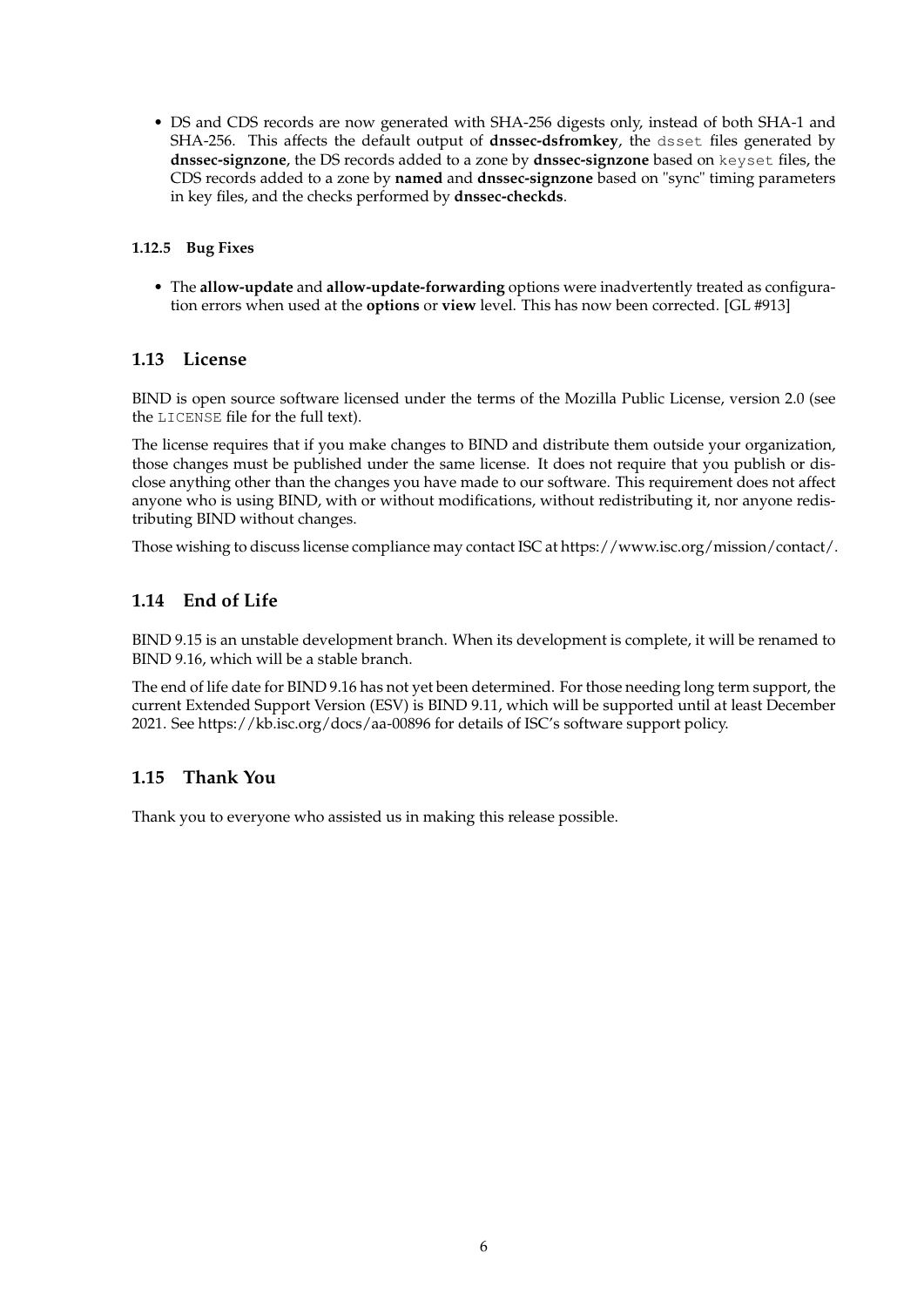- DS and CDS records are now generated with SHA-256 digests only, instead of both SHA-1 and SHA-256. This affects the default output of **dnssec-dsfromkey**, the `dsset` files generated by **dnssec-signzone**, the DS records added to a zone by **dnssec-signzone** based on `keyset` files, the CDS records added to a zone by **named** and **dnssec-signzone** based on "sync" timing parameters in key files, and the checks performed by **dnssec-checkds**.

#### 1.12.5 Bug Fixes

- The **allow-update** and **allow-update-forwarding** options were inadvertently treated as configuration errors when used at the **options** or **view** level. This has now been corrected. [GL #913]

### 1.13 License

BIND is open source software licensed under the terms of the Mozilla Public License, version 2.0 (see the `LICENSE` file for the full text).

The license requires that if you make changes to BIND and distribute them outside your organization, those changes must be published under the same license. It does not require that you publish or disclose anything other than the changes you have made to our software. This requirement does not affect anyone who is using BIND, with or without modifications, without redistributing it, nor anyone redistributing BIND without changes.

Those wishing to discuss license compliance may contact ISC at https://www.isc.org/mission/contact/.

### 1.14 End of Life

BIND 9.15 is an unstable development branch. When its development is complete, it will be renamed to BIND 9.16, which will be a stable branch.

The end of life date for BIND 9.16 has not yet been determined. For those needing long term support, the current Extended Support Version (ESV) is BIND 9.11, which will be supported until at least December 2021. See https://kb.isc.org/docs/aa-00896 for details of ISC's software support policy.

### 1.15 Thank You

Thank you to everyone who assisted us in making this release possible.